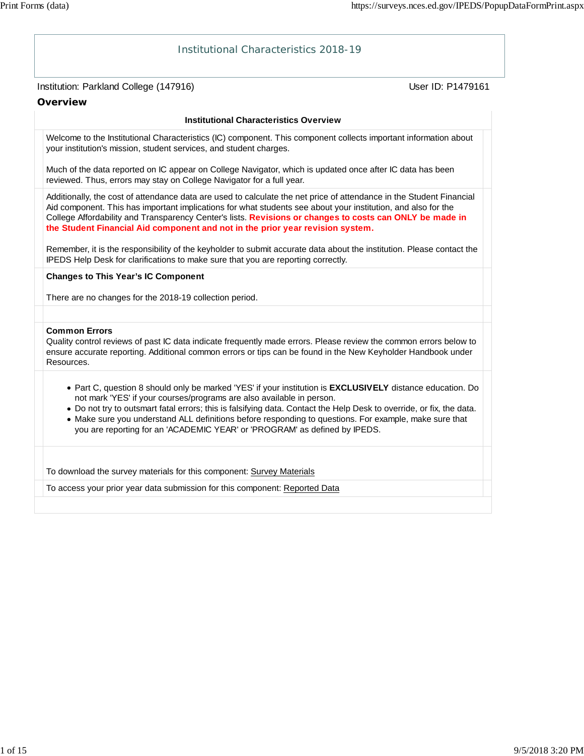# Institutional Characteristics 2018-19

Institution: Parkland College (147916)

User ID: P1479161

## Overview

### Institutional Characteristics Overview

Welcome to the Institutional Characteristics (IC) component. This component collects important information about your institution's mission, student services, and student charges.

Much of the data reported on IC appear on College Navigator, which is updated once after IC data has been reviewed. Thus, errors may stay on College Navigator for a full year.

Additionally, the cost of attendance data are used to calculate the net price of attendance in the Student Financial Aid component. This has important implications for what students see about your institution, and also for the College Affordability and Transparency Center's lists. **Revisions or changes to costs can ONLY be made in the Student Financial Aid component and not in the prior year revision system.**

Remember, it is the responsibility of the keyholder to submit accurate data about the institution. Please contact the IPEDS Help Desk for clarifications to make sure that you are reporting correctly.

**Changes to This Year's IC Component**

There are no changes for the 2018-19 collection period.

**Common Errors**

Quality control reviews of past IC data indicate frequently made errors. Please review the common errors below to ensure accurate reporting. Additional common errors or tips can be found in the New Keyholder Handbook under Resources.

- Part C, question 8 should only be marked 'YES' if your institution is **EXCLUSIVELY** distance education. Do not mark 'YES' if your courses/programs are also available in person.
- Do not try to outsmart fatal errors; this is falsifying data. Contact the Help Desk to override, or fix, the data.
- Make sure you understand ALL definitions before responding to questions. For example, make sure that you are reporting for an 'ACADEMIC YEAR' or 'PROGRAM' as defined by IPEDS.

To download the survey materials for this component: Survey Materials

To access your prior year data submission for this component: Reported Data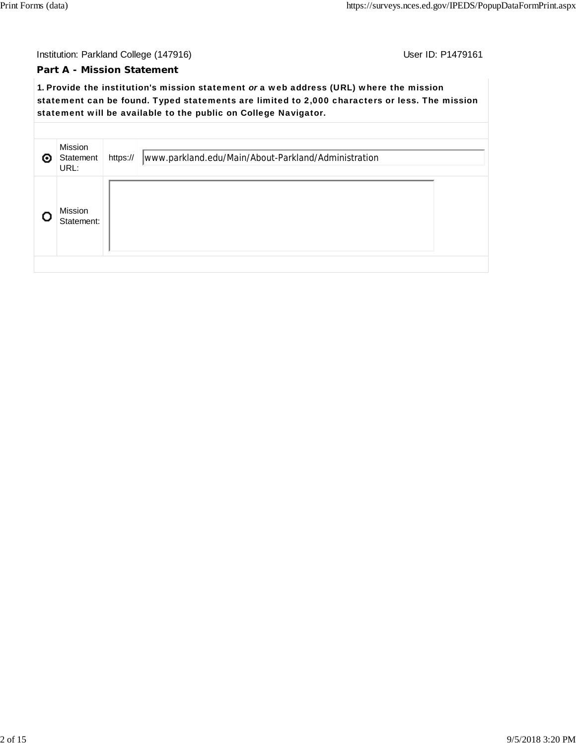Institution: Parkland College (147916)  User ID: P1479161

## Part A - Mission Statement

**1. Provide the institution's mission statement *or* a web address (URL) where the mission statement can be found. Typed statements are limited to 2,000 characters or less. The mission statement will be available to the public on College Navigator.**

| | | | |
|---|---|---|---|
| ◉ | Mission Statement URL: | https:// | www.parkland.edu/Main/About-Parkland/Administration |
| ○ | Mission Statement: | | |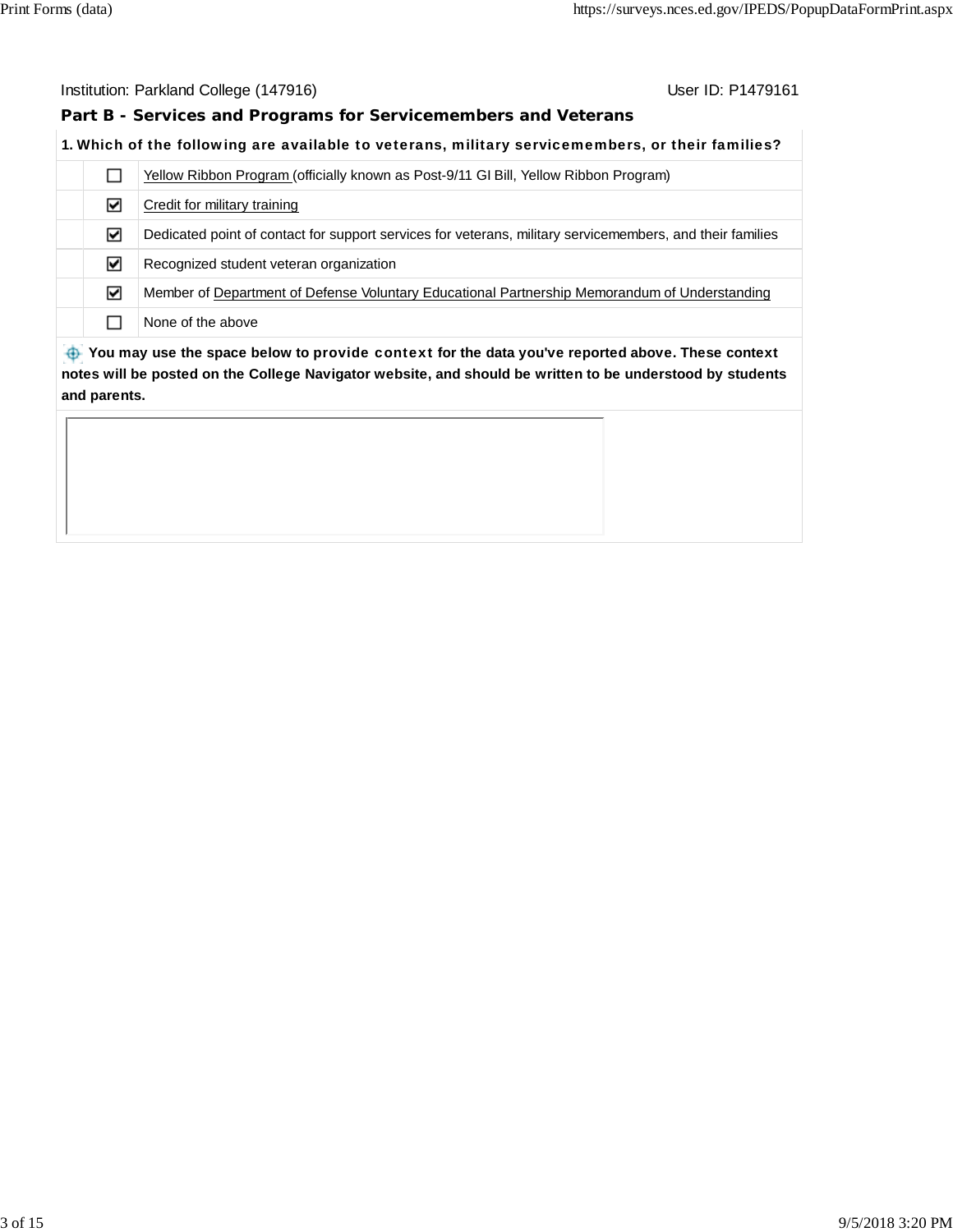Institution: Parkland College (147916) User ID: P1479161

## Part B - Services and Programs for Servicemembers and Veterans

**1. Which of the following are available to veterans, military servicemembers, or their families?**

| | |
|---|---|
| ☐ | Yellow Ribbon Program (officially known as Post-9/11 GI Bill, Yellow Ribbon Program) |
| ☑ | Credit for military training |
| ☑ | Dedicated point of contact for support services for veterans, military servicemembers, and their families |
| ☑ | Recognized student veteran organization |
| ☑ | Member of Department of Defense Voluntary Educational Partnership Memorandum of Understanding |
| ☐ | None of the above |

**You may use the space below to provide context for the data you've reported above. These context notes will be posted on the College Navigator website, and should be written to be understood by students and parents.**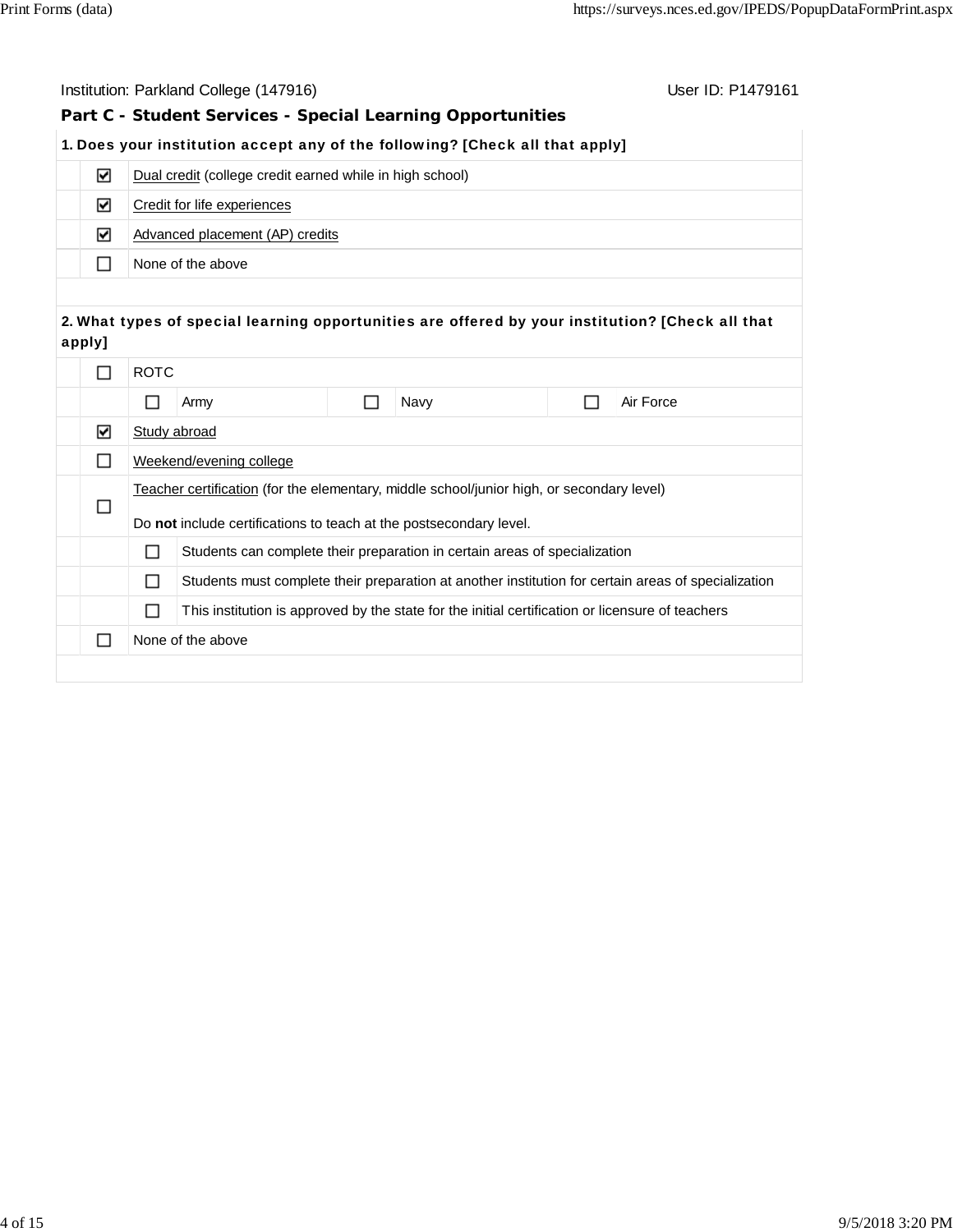Institution: Parkland College (147916) User ID: P1479161

## Part C - Student Services - Special Learning Opportunities

**1. Does your institution accept any of the following? [Check all that apply]**

- [x] Dual credit (college credit earned while in high school)
- [x] Credit for life experiences
- [x] Advanced placement (AP) credits
- [ ] None of the above

**2. What types of special learning opportunities are offered by your institution? [Check all that apply]**

- [ ] ROTC
  - [ ] Army
  - [ ] Navy
  - [ ] Air Force
- [x] Study abroad
- [ ] Weekend/evening college
- [ ] Teacher certification (for the elementary, middle school/junior high, or secondary level)

  Do **not** include certifications to teach at the postsecondary level.
  - [ ] Students can complete their preparation in certain areas of specialization
  - [ ] Students must complete their preparation at another institution for certain areas of specialization
  - [ ] This institution is approved by the state for the initial certification or licensure of teachers
- [ ] None of the above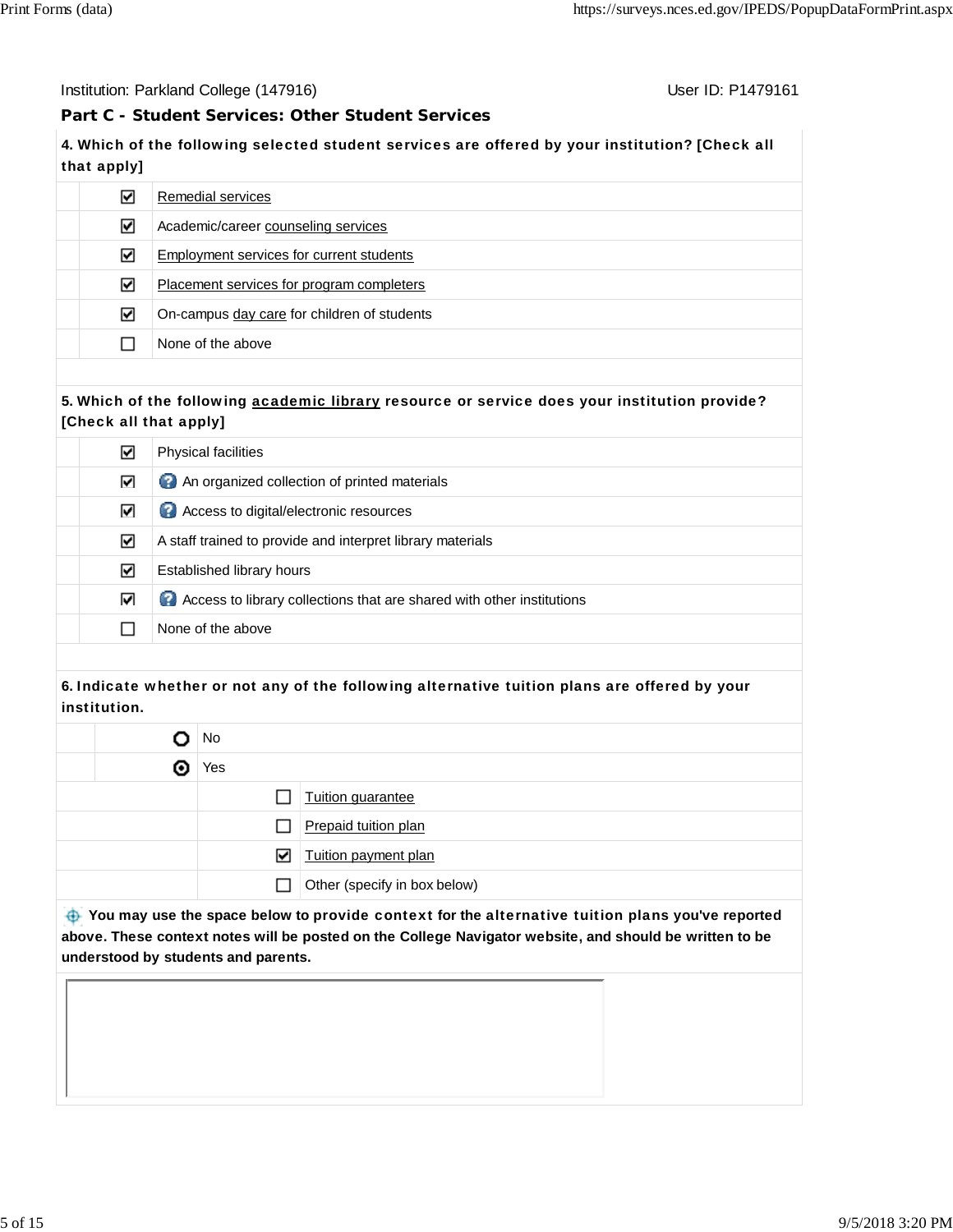Institution: Parkland College (147916) User ID: P1479161

## Part C - Student Services: Other Student Services

**4. Which of the following selected student services are offered by your institution? [Check all that apply]**

- [x] Remedial services
- [x] Academic/career counseling services
- [x] Employment services for current students
- [x] Placement services for program completers
- [x] On-campus day care for children of students
- [ ] None of the above

**5. Which of the following academic library resource or service does your institution provide? [Check all that apply]**

- [x] Physical facilities
- [x] An organized collection of printed materials
- [x] Access to digital/electronic resources
- [x] A staff trained to provide and interpret library materials
- [x] Established library hours
- [x] Access to library collections that are shared with other institutions
- [ ] None of the above

**6. Indicate whether or not any of the following alternative tuition plans are offered by your institution.**

- ( ) No
- (•) Yes
  - [ ] Tuition guarantee
  - [ ] Prepaid tuition plan
  - [x] Tuition payment plan
  - [ ] Other (specify in box below)

**You may use the space below to provide context for the alternative tuition plans you've reported above. These context notes will be posted on the College Navigator website, and should be written to be understood by students and parents.**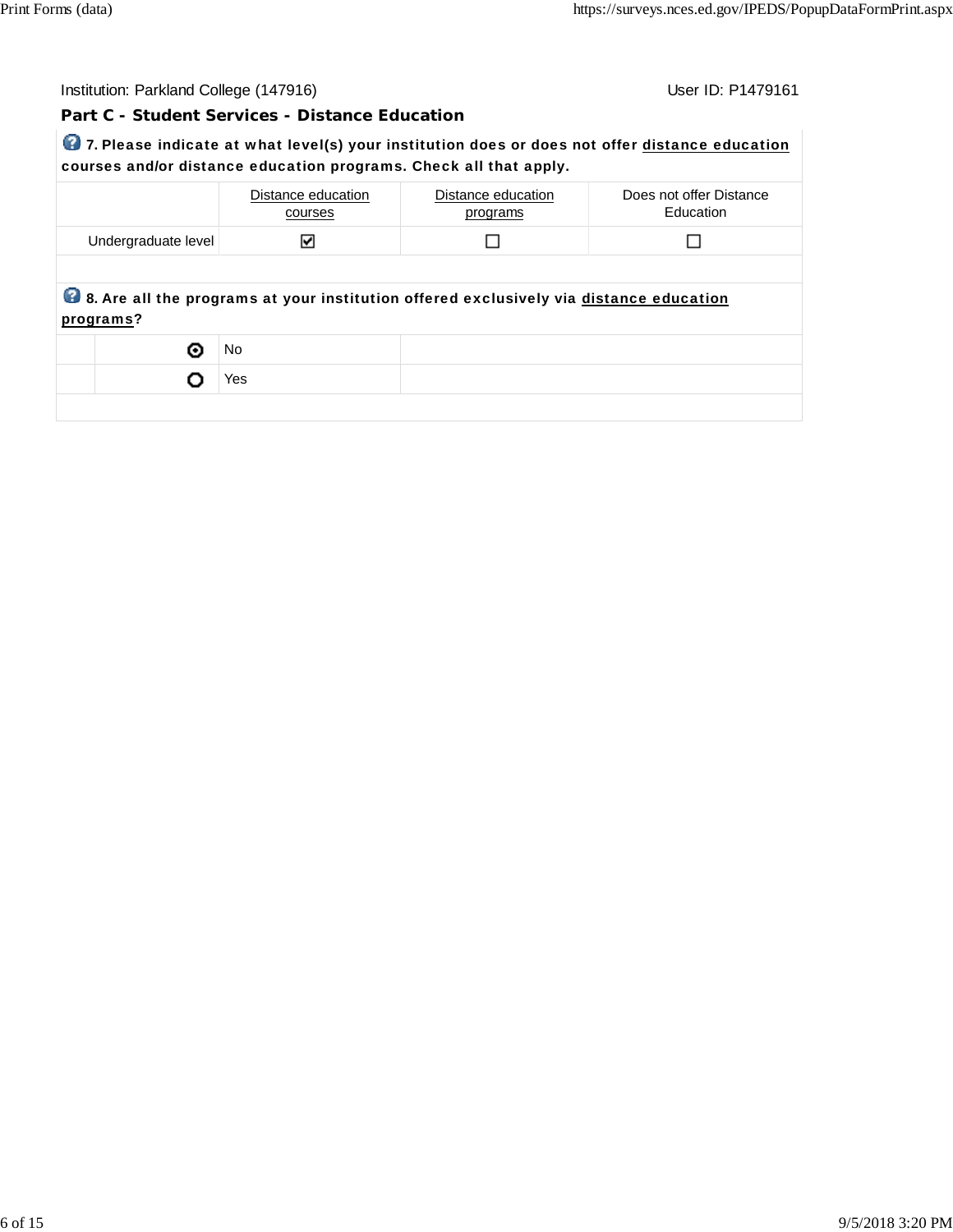Institution: Parkland College (147916) User ID: P1479161

## Part C - Student Services - Distance Education

**7. Please indicate at what level(s) your institution does or does not offer distance education courses and/or distance education programs. Check all that apply.**

| | Distance education courses | Distance education programs | Does not offer Distance Education |
|---|---|---|---|
| Undergraduate level | ☑ | ☐ | ☐ |

**8. Are all the programs at your institution offered exclusively via distance education programs?**

- ◉ No
- ○ Yes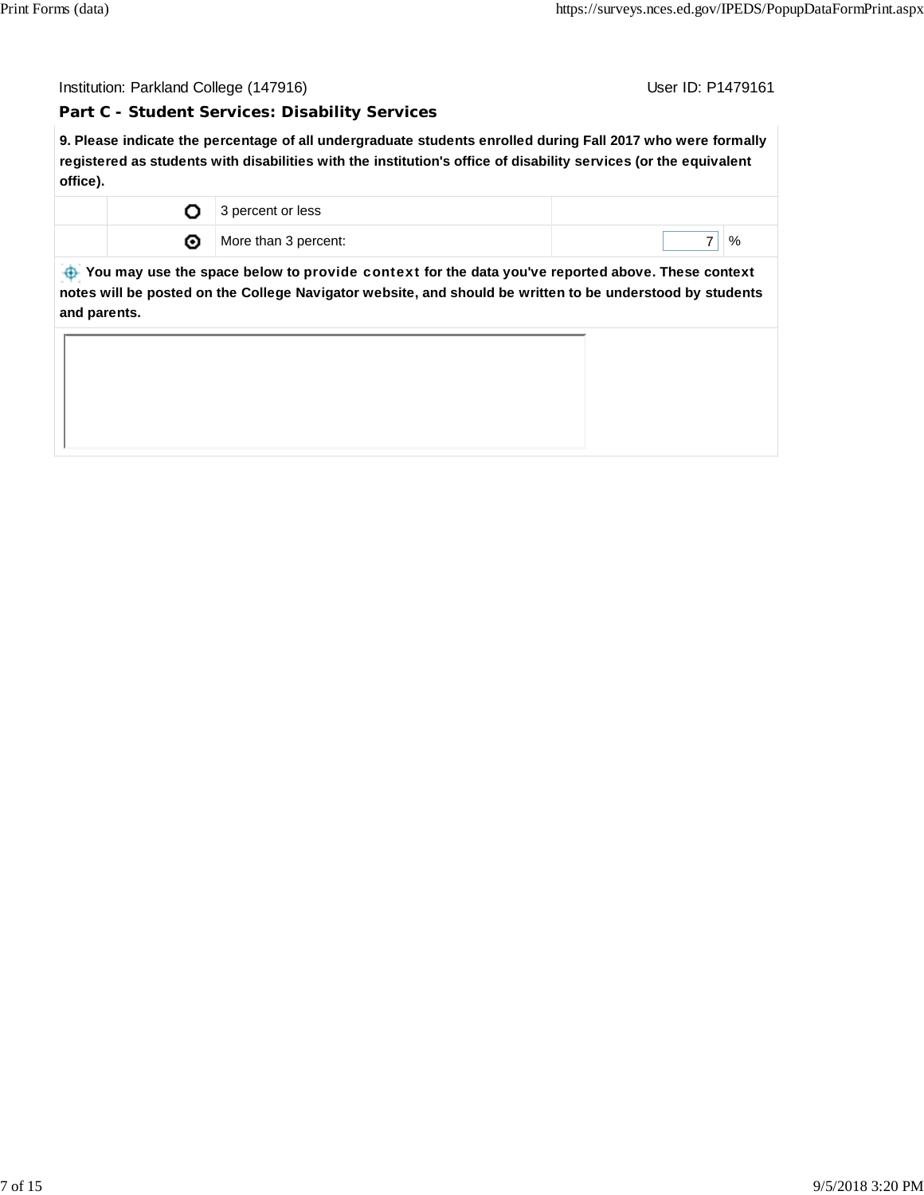Institution: Parkland College (147916) User ID: P1479161

## Part C - Student Services: Disability Services

**9. Please indicate the percentage of all undergraduate students enrolled during Fall 2017 who were formally registered as students with disabilities with the institution's office of disability services (or the equivalent office).**

| | | | | |
|---|---|---|---|---|
| | ○ | 3 percent or less | | |
| | ◉ | More than 3 percent: | 7 | % |

**You may use the space below to provide context for the data you've reported above. These context notes will be posted on the College Navigator website, and should be written to be understood by students and parents.**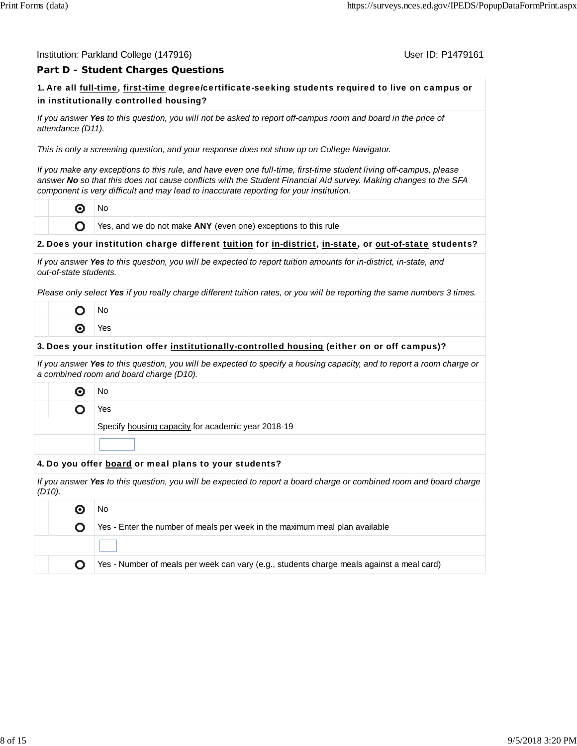Institution: Parkland College (147916) User ID: P1479161

## Part D - Student Charges Questions

**1. Are all full-time, first-time degree/certificate-seeking students required to live on campus or in institutionally controlled housing?**

*If you answer **Yes** to this question, you will not be asked to report off-campus room and board in the price of attendance (D11).*

*This is only a screening question, and your response does not show up on College Navigator.*

*If you make any exceptions to this rule, and have even one full-time, first-time student living off-campus, please answer **No** so that this does not cause conflicts with the Student Financial Aid survey. Making changes to the SFA component is very difficult and may lead to inaccurate reporting for your institution.*

- (selected) No
- ( ) Yes, and we do not make **ANY** (even one) exceptions to this rule

**2. Does your institution charge different tuition for in-district, in-state, or out-of-state students?**

*If you answer **Yes** to this question, you will be expected to report tuition amounts for in-district, in-state, and out-of-state students.*

*Please only select **Yes** if you really charge different tuition rates, or you will be reporting the same numbers 3 times.*

- ( ) No
- (selected) Yes

**3. Does your institution offer institutionally-controlled housing (either on or off campus)?**

*If you answer **Yes** to this question, you will be expected to specify a housing capacity, and to report a room charge or a combined room and board charge (D10).*

- (selected) No
- ( ) Yes

Specify housing capacity for academic year 2018-19

[ ]

**4. Do you offer board or meal plans to your students?**

*If you answer **Yes** to this question, you will be expected to report a board charge or combined room and board charge (D10).*

- (selected) No
- ( ) Yes - Enter the number of meals per week in the maximum meal plan available

  [ ]

- ( ) Yes - Number of meals per week can vary (e.g., students charge meals against a meal card)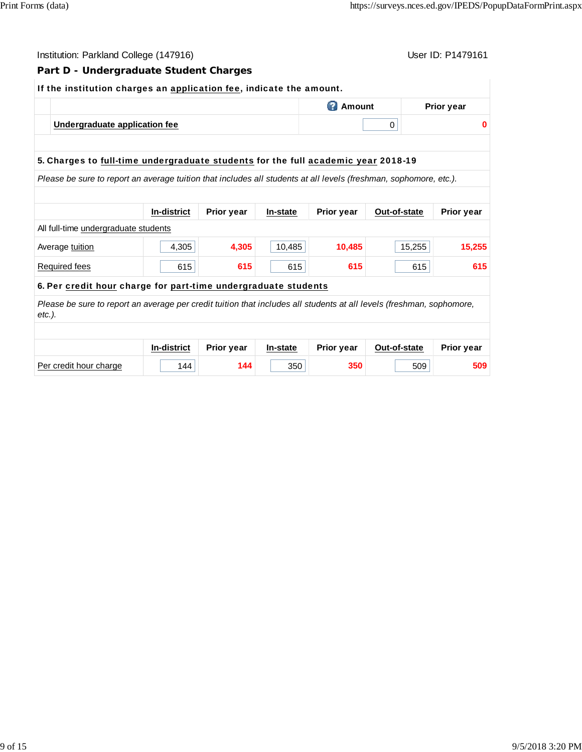Institution: Parkland College (147916) User ID: P1479161

## Part D - Undergraduate Student Charges

**If the institution charges an application fee, indicate the amount.**

| | Amount | Prior year |
|---|---|---|
| **Undergraduate application fee** | 0 | 0 |

**5. Charges to full-time undergraduate students for the full academic year 2018-19**

*Please be sure to report an average tuition that includes all students at all levels (freshman, sophomore, etc.).*

| | In-district | Prior year | In-state | Prior year | Out-of-state | Prior year |
|---|---|---|---|---|---|---|
| All full-time undergraduate students | | | | | | |
| Average tuition | 4,305 | 4,305 | 10,485 | 10,485 | 15,255 | 15,255 |
| Required fees | 615 | 615 | 615 | 615 | 615 | 615 |

**6. Per credit hour charge for part-time undergraduate students**

*Please be sure to report an average per credit tuition that includes all students at all levels (freshman, sophomore, etc.).*

| | In-district | Prior year | In-state | Prior year | Out-of-state | Prior year |
|---|---|---|---|---|---|---|
| Per credit hour charge | 144 | 144 | 350 | 350 | 509 | 509 |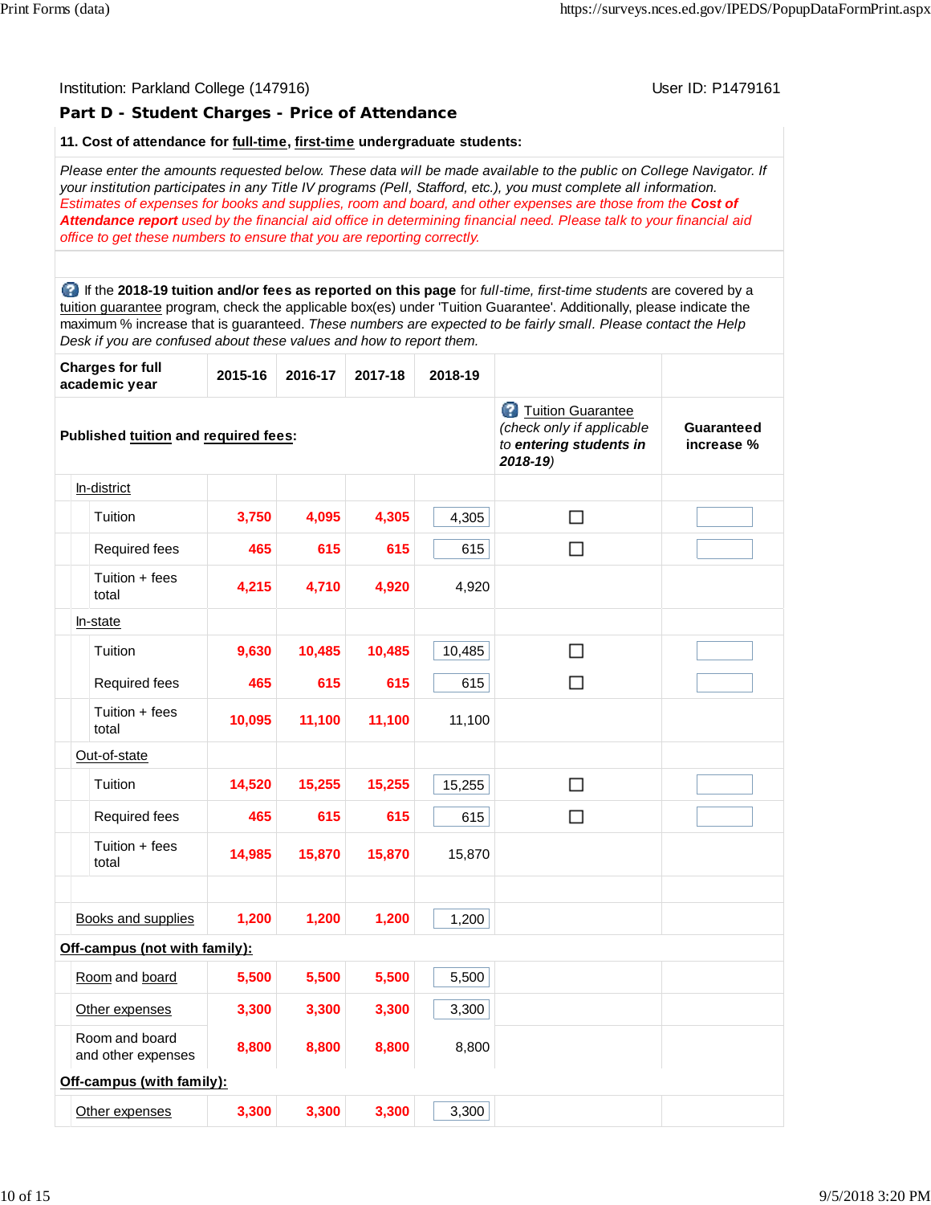Institution: Parkland College (147916) User ID: P1479161

## Part D - Student Charges - Price of Attendance

**11. Cost of attendance for full-time, first-time undergraduate students:**

*Please enter the amounts requested below. These data will be made available to the public on College Navigator. If your institution participates in any Title IV programs (Pell, Stafford, etc.), you must complete all information. Estimates of expenses for books and supplies, room and board, and other expenses are those from the* ***Cost of Attendance report*** *used by the financial aid office in determining financial need. Please talk to your financial aid office to get these numbers to ensure that you are reporting correctly.*

If the **2018-19 tuition and/or fees as reported on this page** for *full-time, first-time students* are covered by a tuition guarantee program, check the applicable box(es) under 'Tuition Guarantee'. Additionally, please indicate the maximum % increase that is guaranteed. *These numbers are expected to be fairly small. Please contact the Help Desk if you are confused about these values and how to report them.*

| Charges for full academic year | 2015-16 | 2016-17 | 2017-18 | 2018-19 | | |
|---|---|---|---|---|---|---|
| **Published tuition and required fees:** | | | | | Tuition Guarantee *(check only if applicable to* ***entering students in 2018-19****)* | **Guaranteed increase %** |
| In-district | | | | | | |
| Tuition | 3,750 | 4,095 | 4,305 | 4,305 | ☐ | |
| Required fees | 465 | 615 | 615 | 615 | ☐ | |
| Tuition + fees total | 4,215 | 4,710 | 4,920 | 4,920 | | |
| In-state | | | | | | |
| Tuition | 9,630 | 10,485 | 10,485 | 10,485 | ☐ | |
| Required fees | 465 | 615 | 615 | 615 | ☐ | |
| Tuition + fees total | 10,095 | 11,100 | 11,100 | 11,100 | | |
| Out-of-state | | | | | | |
| Tuition | 14,520 | 15,255 | 15,255 | 15,255 | ☐ | |
| Required fees | 465 | 615 | 615 | 615 | ☐ | |
| Tuition + fees total | 14,985 | 15,870 | 15,870 | 15,870 | | |
| | | | | | | |
| Books and supplies | 1,200 | 1,200 | 1,200 | 1,200 | | |
| **Off-campus (not with family):** | | | | | | |
| Room and board | 5,500 | 5,500 | 5,500 | 5,500 | | |
| Other expenses | 3,300 | 3,300 | 3,300 | 3,300 | | |
| Room and board and other expenses | 8,800 | 8,800 | 8,800 | 8,800 | | |
| **Off-campus (with family):** | | | | | | |
| Other expenses | 3,300 | 3,300 | 3,300 | 3,300 | | |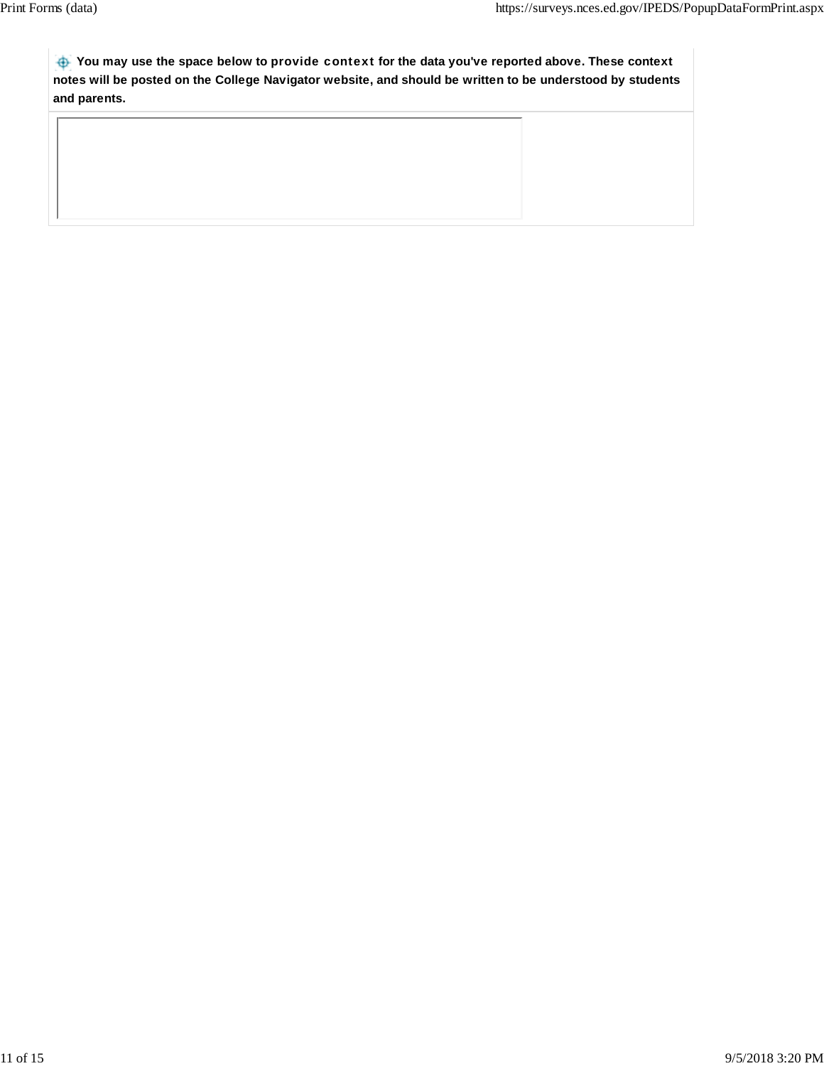**You may use the space below to provide context for the data you've reported above. These context notes will be posted on the College Navigator website, and should be written to be understood by students and parents.**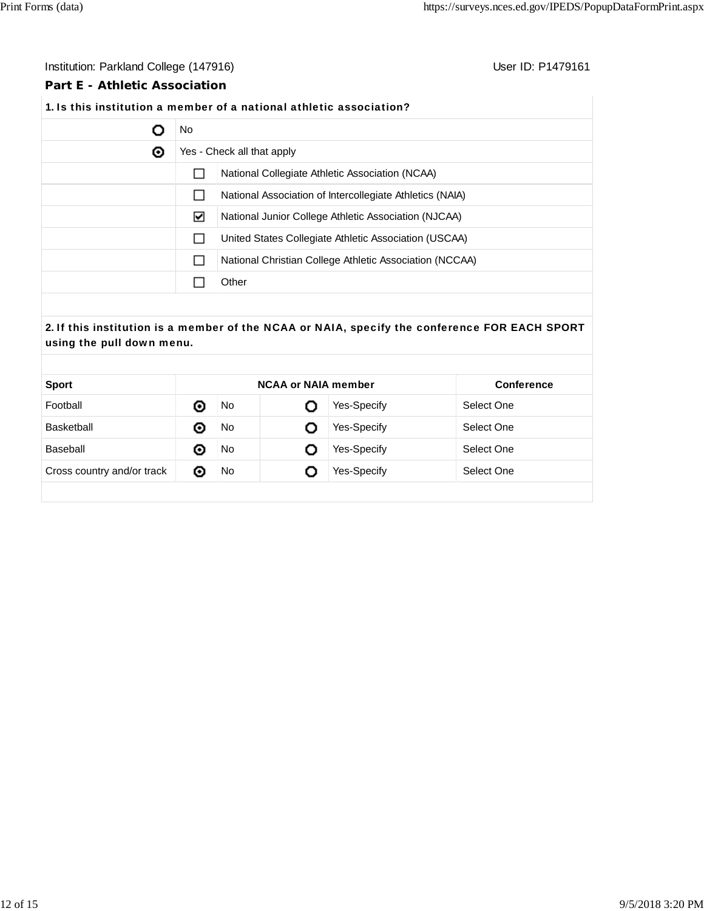Institution: Parkland College (147916) User ID: P1479161

## Part E - Athletic Association

**1. Is this institution a member of a national athletic association?**

| | |
|---|---|
| ○ | No |
| ◉ | Yes - Check all that apply |
| ☐ | National Collegiate Athletic Association (NCAA) |
| ☐ | National Association of Intercollegiate Athletics (NAIA) |
| ☑ | National Junior College Athletic Association (NJCAA) |
| ☐ | United States Collegiate Athletic Association (USCAA) |
| ☐ | National Christian College Athletic Association (NCCAA) |
| ☐ | Other |

**2. If this institution is a member of the NCAA or NAIA, specify the conference FOR EACH SPORT using the pull down menu.**

| Sport | NCAA or NAIA member | | | | Conference |
|---|---|---|---|---|---|
| Football | ◉ | No | ○ | Yes-Specify | Select One |
| Basketball | ◉ | No | ○ | Yes-Specify | Select One |
| Baseball | ◉ | No | ○ | Yes-Specify | Select One |
| Cross country and/or track | ◉ | No | ○ | Yes-Specify | Select One |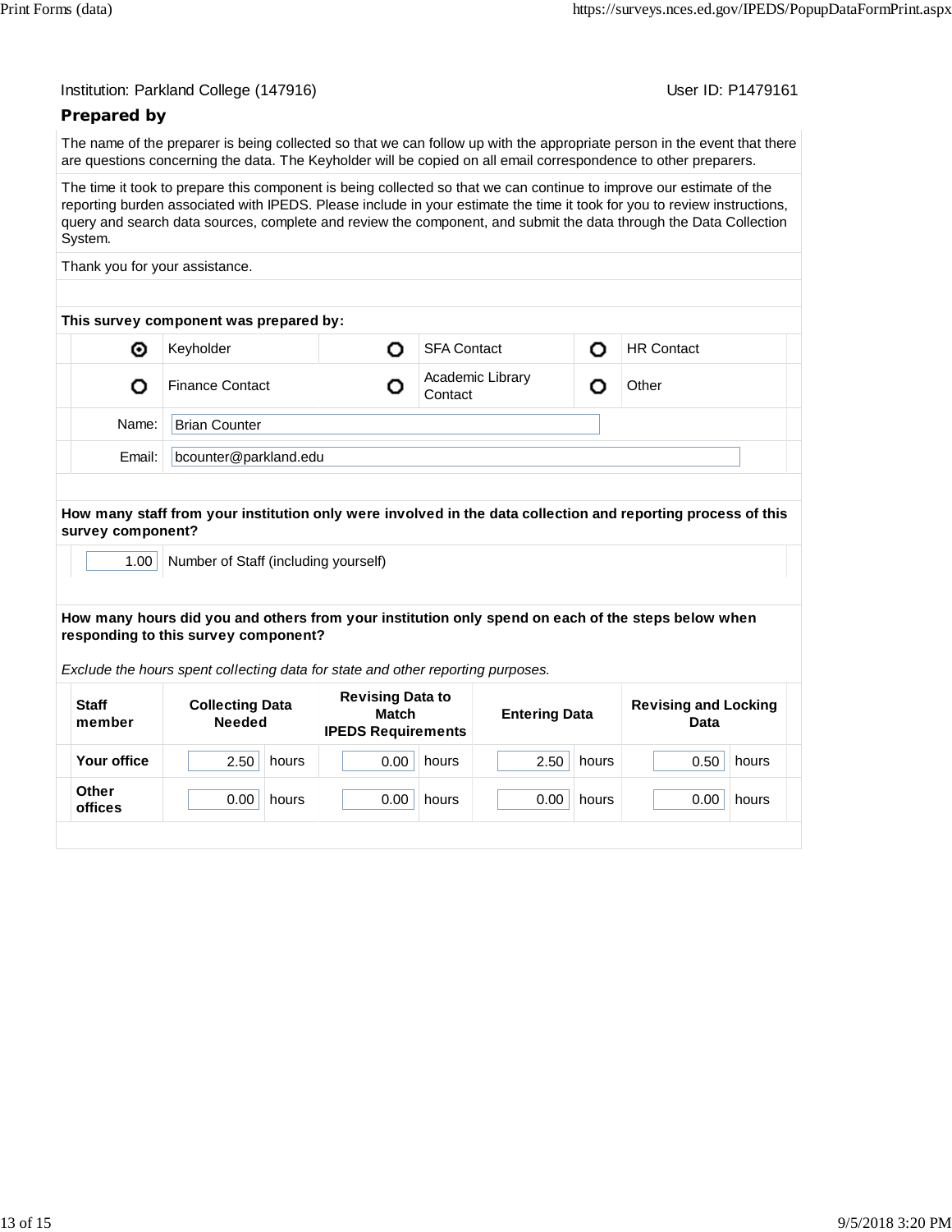Institution: Parkland College (147916) User ID: P1479161

## Prepared by

The name of the preparer is being collected so that we can follow up with the appropriate person in the event that there are questions concerning the data. The Keyholder will be copied on all email correspondence to other preparers.

The time it took to prepare this component is being collected so that we can continue to improve our estimate of the reporting burden associated with IPEDS. Please include in your estimate the time it took for you to review instructions, query and search data sources, complete and review the component, and submit the data through the Data Collection System.

Thank you for your assistance.

**This survey component was prepared by:**

| | | | | | |
|---|---|---|---|---|---|
| ◉ | Keyholder | ○ | SFA Contact | ○ | HR Contact |
| ○ | Finance Contact | ○ | Academic Library Contact | ○ | Other |

Name: Brian Counter

Email: bcounter@parkland.edu

**How many staff from your institution only were involved in the data collection and reporting process of this survey component?**

1.00 Number of Staff (including yourself)

**How many hours did you and others from your institution only spend on each of the steps below when responding to this survey component?**

*Exclude the hours spent collecting data for state and other reporting purposes.*

| Staff member | Collecting Data Needed | Revising Data to Match IPEDS Requirements | Entering Data | Revising and Locking Data |
|---|---|---|---|---|
| Your office | 2.50 hours | 0.00 hours | 2.50 hours | 0.50 hours |
| Other offices | 0.00 hours | 0.00 hours | 0.00 hours | 0.00 hours |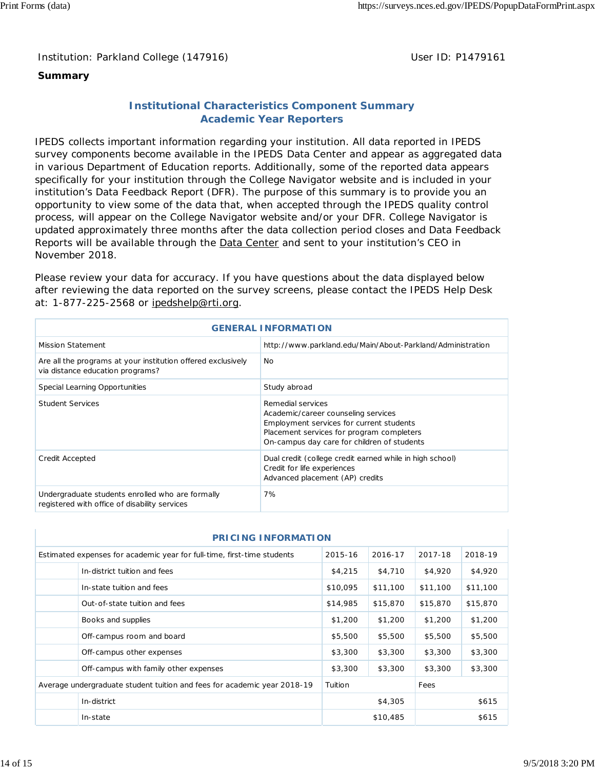Institution: Parkland College (147916)

User ID: P1479161

**Summary**

## Institutional Characteristics Component Summary
## Academic Year Reporters

IPEDS collects important information regarding your institution. All data reported in IPEDS survey components become available in the IPEDS Data Center and appear as aggregated data in various Department of Education reports. Additionally, some of the reported data appears specifically for your institution through the College Navigator website and is included in your institution's Data Feedback Report (DFR). The purpose of this summary is to provide you an opportunity to view some of the data that, when accepted through the IPEDS quality control process, will appear on the College Navigator website and/or your DFR. College Navigator is updated approximately three months after the data collection period closes and Data Feedback Reports will be available through the Data Center and sent to your institution's CEO in November 2018.

Please review your data for accuracy. If you have questions about the data displayed below after reviewing the data reported on the survey screens, please contact the IPEDS Help Desk at: 1-877-225-2568 or ipedshelp@rti.org.

| GENERAL INFORMATION | |
|---|---|
| Mission Statement | http://www.parkland.edu/Main/About-Parkland/Administration |
| Are all the programs at your institution offered exclusively via distance education programs? | No |
| Special Learning Opportunities | Study abroad |
| Student Services | Remedial services<br>Academic/career counseling services<br>Employment services for current students<br>Placement services for program completers<br>On-campus day care for children of students |
| Credit Accepted | Dual credit (college credit earned while in high school)<br>Credit for life experiences<br>Advanced placement (AP) credits |
| Undergraduate students enrolled who are formally registered with office of disability services | 7% |

| PRICING INFORMATION | | | | | | |
|---|---|---|---|---|---|---|
| Estimated expenses for academic year for full-time, first-time students | | 2015-16 | 2016-17 | 2017-18 | 2018-19 |
| | In-district tuition and fees | $4,215 | $4,710 | $4,920 | $4,920 |
| | In-state tuition and fees | $10,095 | $11,100 | $11,100 | $11,100 |
| | Out-of-state tuition and fees | $14,985 | $15,870 | $15,870 | $15,870 |
| | Books and supplies | $1,200 | $1,200 | $1,200 | $1,200 |
| | Off-campus room and board | $5,500 | $5,500 | $5,500 | $5,500 |
| | Off-campus other expenses | $3,300 | $3,300 | $3,300 | $3,300 |
| | Off-campus with family other expenses | $3,300 | $3,300 | $3,300 | $3,300 |
| Average undergraduate student tuition and fees for academic year 2018-19 | | Tuition | | Fees | |
| | In-district | | $4,305 | | $615 |
| | In-state | | $10,485 | | $615 |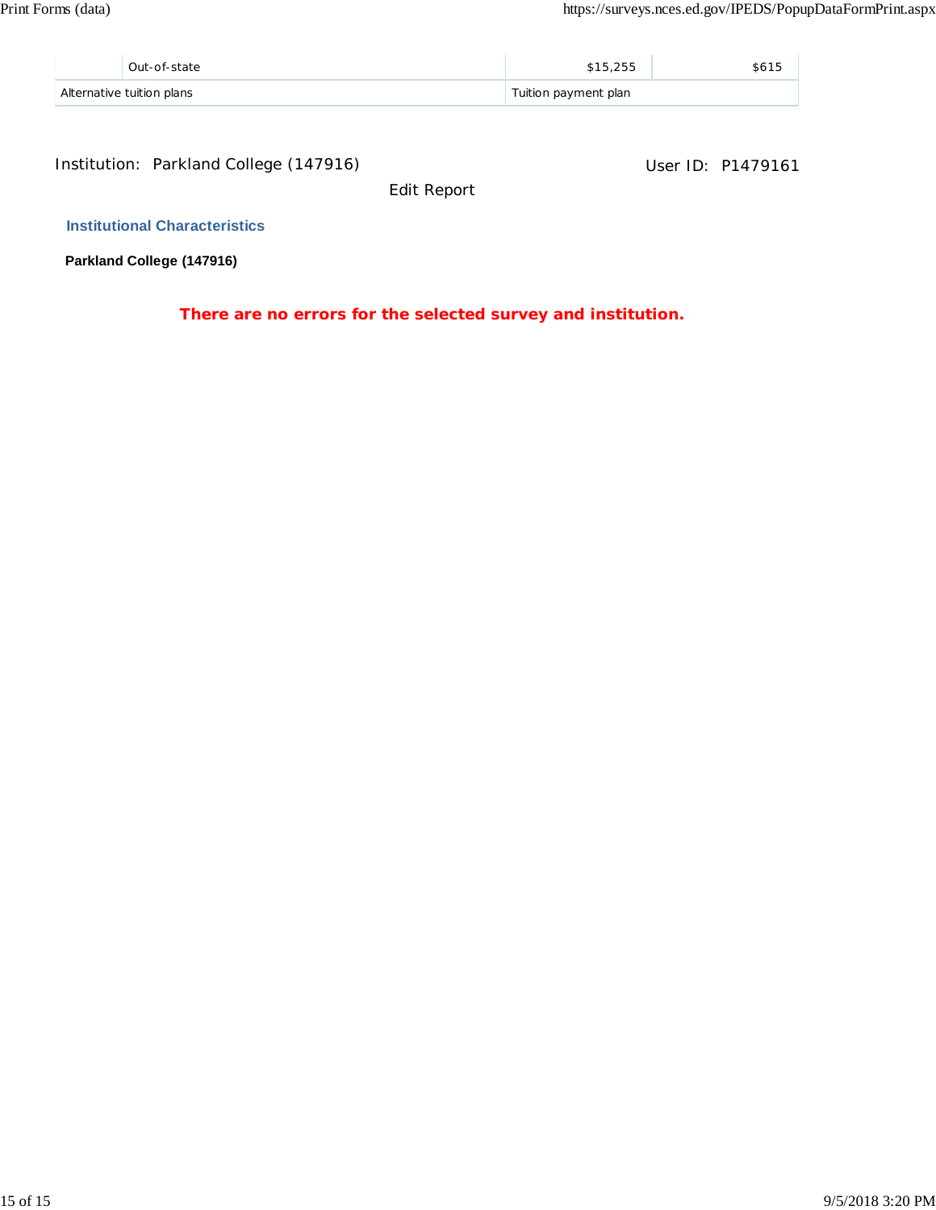| | | | |
|---|---|---|---|
| | Out-of-state | $15,255 | $615 |
| Alternative tuition plans | | Tuition payment plan | |

Institution: Parkland College (147916)

User ID: P1479161

Edit Report

### Institutional Characteristics

**Parkland College (147916)**

**There are no errors for the selected survey and institution.**